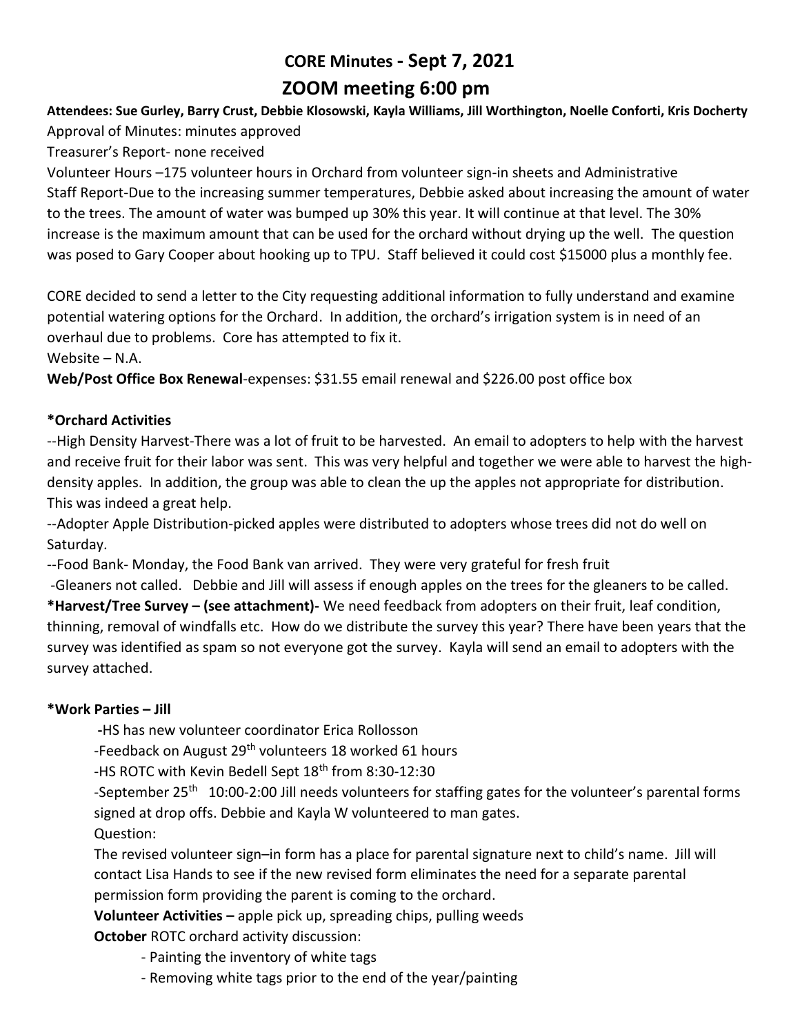# CORE Minutes - Sept 7, 2021

## ZOOM meeting 6:00 pm

**Attendees: Sue Gurley, Barry Crust, Debbie Klosowski, Kayla Williams, Jill Worthington, Noelle Conforti, Kris Docherty**

Approval of Minutes: minutes approved

Treasurer's Report- none received

Volunteer Hours –175 volunteer hours in Orchard from volunteer sign-in sheets and Administrative Staff Report-Due to the increasing summer temperatures, Debbie asked about increasing the amount of water to the trees. The amount of water was bumped up 30% this year. It will continue at that level. The 30% increase is the maximum amount that can be used for the orchard without drying up the well. The question was posed to Gary Cooper about hooking up to TPU. Staff believed it could cost $15000 plus a monthly fee.

CORE decided to send a letter to the City requesting additional information to fully understand and examine potential watering options for the Orchard. In addition, the orchard's irrigation system is in need of an overhaul due to problems. Core has attempted to fix it.

Website – N.A.

**Web/Post Office Box Renewal**-expenses: $31.55 email renewal and $226.00 post office box

**\*Orchard Activities**

--High Density Harvest-There was a lot of fruit to be harvested. An email to adopters to help with the harvest and receive fruit for their labor was sent. This was very helpful and together we were able to harvest the high-density apples. In addition, the group was able to clean the up the apples not appropriate for distribution. This was indeed a great help.

--Adopter Apple Distribution-picked apples were distributed to adopters whose trees did not do well on Saturday.

--Food Bank- Monday, the Food Bank van arrived. They were very grateful for fresh fruit

-Gleaners not called. Debbie and Jill will assess if enough apples on the trees for the gleaners to be called.

**\*Harvest/Tree Survey – (see attachment)-** We need feedback from adopters on their fruit, leaf condition, thinning, removal of windfalls etc. How do we distribute the survey this year? There have been years that the survey was identified as spam so not everyone got the survey. Kayla will send an email to adopters with the survey attached.

**\*Work Parties – Jill**

-HS has new volunteer coordinator Erica Rollosson

-Feedback on August 29th volunteers 18 worked 61 hours

-HS ROTC with Kevin Bedell Sept 18th from 8:30-12:30

-September 25th 10:00-2:00 Jill needs volunteers for staffing gates for the volunteer's parental forms signed at drop offs. Debbie and Kayla W volunteered to man gates.

Question:

The revised volunteer sign–in form has a place for parental signature next to child's name. Jill will contact Lisa Hands to see if the new revised form eliminates the need for a separate parental permission form providing the parent is coming to the orchard.

**Volunteer Activities –** apple pick up, spreading chips, pulling weeds

**October** ROTC orchard activity discussion:

- Painting the inventory of white tags
- Removing white tags prior to the end of the year/painting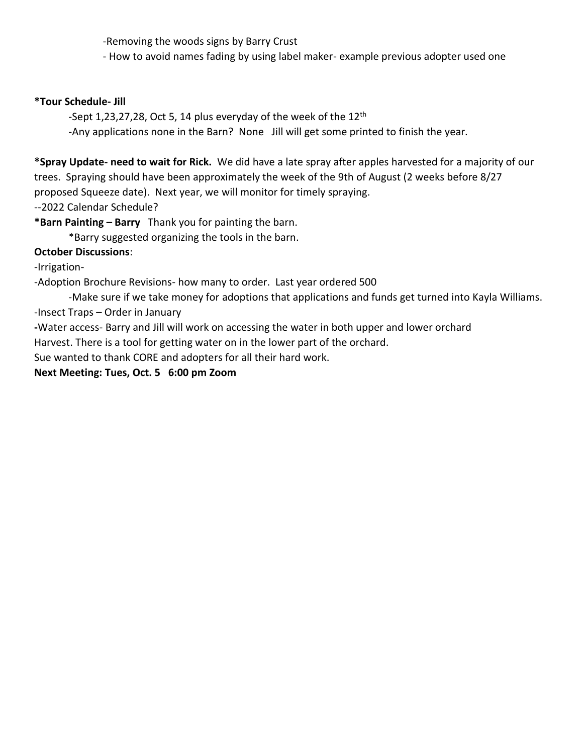-Removing the woods signs by Barry Crust

- How to avoid names fading by using label maker- example previous adopter used one

**\*Tour Schedule- Jill**

-Sept 1,23,27,28, Oct 5, 14 plus everyday of the week of the 12th

-Any applications none in the Barn? None Jill will get some printed to finish the year.

**\*Spray Update- need to wait for Rick.** We did have a late spray after apples harvested for a majority of our trees. Spraying should have been approximately the week of the 9th of August (2 weeks before 8/27 proposed Squeeze date). Next year, we will monitor for timely spraying.

--2022 Calendar Schedule?

**\*Barn Painting – Barry** Thank you for painting the barn.

\*Barry suggested organizing the tools in the barn.

**October Discussions**:

-Irrigation-

-Adoption Brochure Revisions- how many to order. Last year ordered 500

-Make sure if we take money for adoptions that applications and funds get turned into Kayla Williams.

-Insect Traps – Order in January

**-**Water access- Barry and Jill will work on accessing the water in both upper and lower orchard

Harvest. There is a tool for getting water on in the lower part of the orchard.

Sue wanted to thank CORE and adopters for all their hard work.

**Next Meeting: Tues, Oct. 5 6:00 pm Zoom**